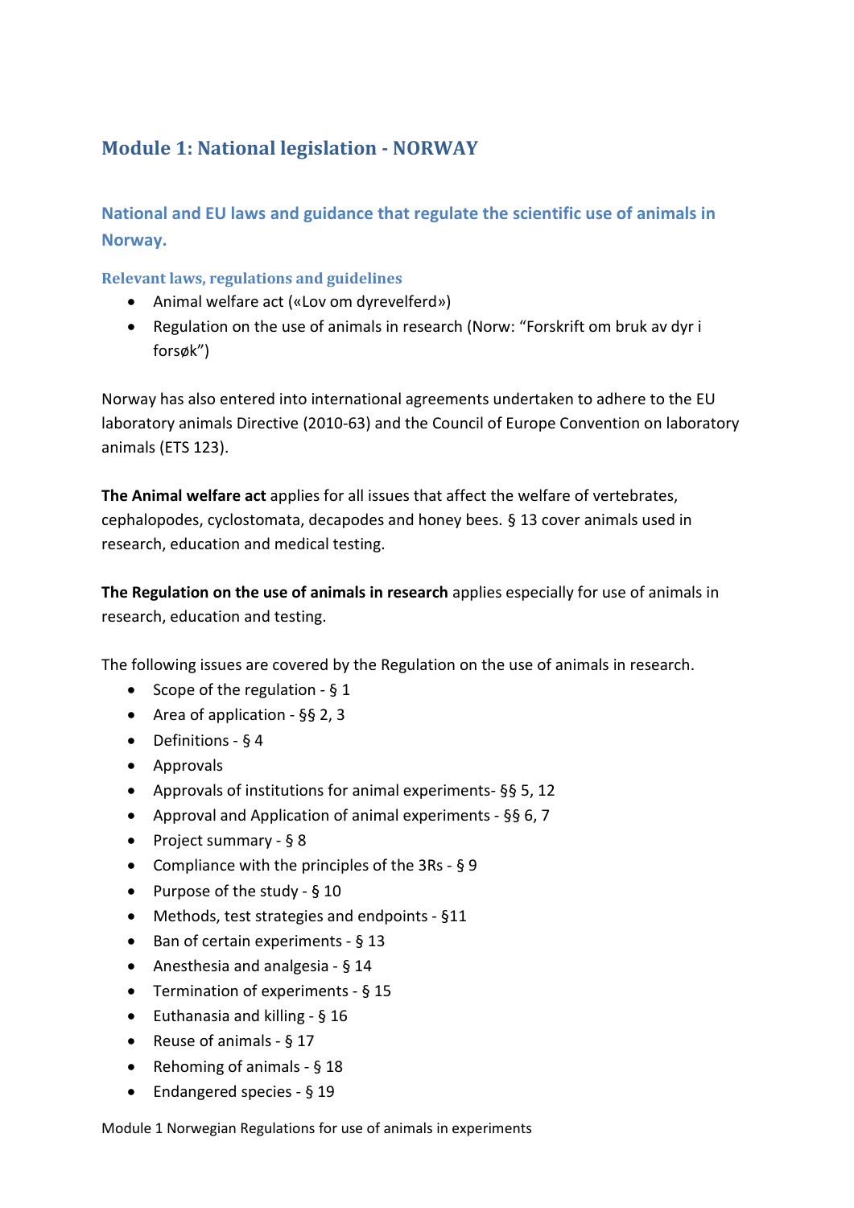# Module 1: National legislation - NORWAY

## National and EU laws and guidance that regulate the scientific use of animals in Norway.

### Relevant laws, regulations and guidelines

- Animal welfare act («Lov om dyrevelferd»)
- Regulation on the use of animals in research (Norw: "Forskrift om bruk av dyr i forsøk")

Norway has also entered into international agreements undertaken to adhere to the EU laboratory animals Directive (2010-63) and the Council of Europe Convention on laboratory animals (ETS 123).

**The Animal welfare act** applies for all issues that affect the welfare of vertebrates, cephalopodes, cyclostomata, decapodes and honey bees. § 13 cover animals used in research, education and medical testing.

**The Regulation on the use of animals in research** applies especially for use of animals in research, education and testing.

The following issues are covered by the Regulation on the use of animals in research.

- Scope of the regulation - § 1
- Area of application - §§ 2, 3
- Definitions - § 4
- Approvals
- Approvals of institutions for animal experiments- §§ 5, 12
- Approval and Application of animal experiments - §§ 6, 7
- Project summary - § 8
- Compliance with the principles of the 3Rs - § 9
- Purpose of the study - § 10
- Methods, test strategies and endpoints - §11
- Ban of certain experiments - § 13
- Anesthesia and analgesia - § 14
- Termination of experiments - § 15
- Euthanasia and killing - § 16
- Reuse of animals - § 17
- Rehoming of animals - § 18
- Endangered species - § 19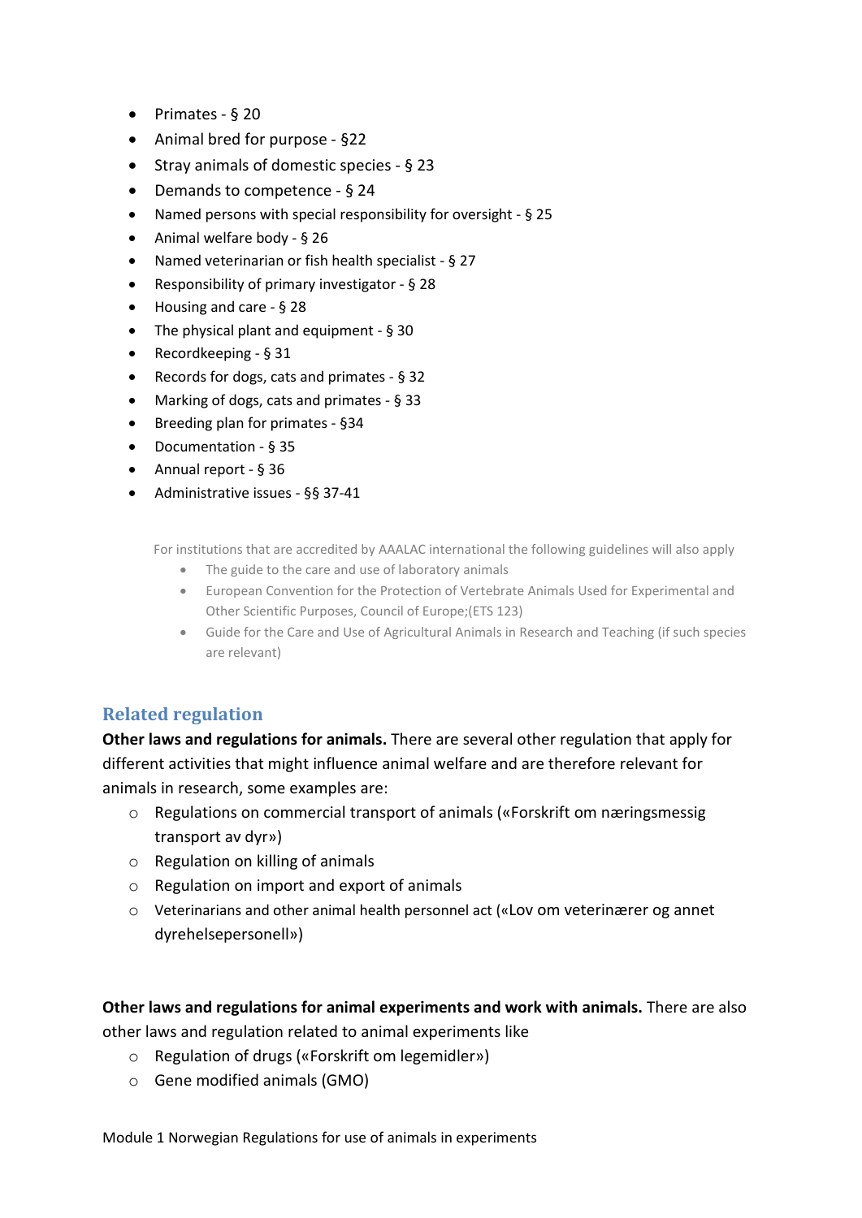- Primates - § 20
- Animal bred for purpose - §22
- Stray animals of domestic species - § 23
- Demands to competence - § 24
- Named persons with special responsibility for oversight - § 25
- Animal welfare body - § 26
- Named veterinarian or fish health specialist - § 27
- Responsibility of primary investigator - § 28
- Housing and care - § 28
- The physical plant and equipment - § 30
- Recordkeeping - § 31
- Records for dogs, cats and primates - § 32
- Marking of dogs, cats and primates - § 33
- Breeding plan for primates - §34
- Documentation - § 35
- Annual report - § 36
- Administrative issues - §§ 37-41

For institutions that are accredited by AAALAC international the following guidelines will also apply

- The guide to the care and use of laboratory animals
- European Convention for the Protection of Vertebrate Animals Used for Experimental and Other Scientific Purposes, Council of Europe;(ETS 123)
- Guide for the Care and Use of Agricultural Animals in Research and Teaching (if such species are relevant)

## Related regulation

**Other laws and regulations for animals.** There are several other regulation that apply for different activities that might influence animal welfare and are therefore relevant for animals in research, some examples are:

- Regulations on commercial transport of animals («Forskrift om næringsmessig transport av dyr»)
- Regulation on killing of animals
- Regulation on import and export of animals
- Veterinarians and other animal health personnel act («Lov om veterinærer og annet dyrehelsepersonell»)

**Other laws and regulations for animal experiments and work with animals.** There are also other laws and regulation related to animal experiments like

- Regulation of drugs («Forskrift om legemidler»)
- Gene modified animals (GMO)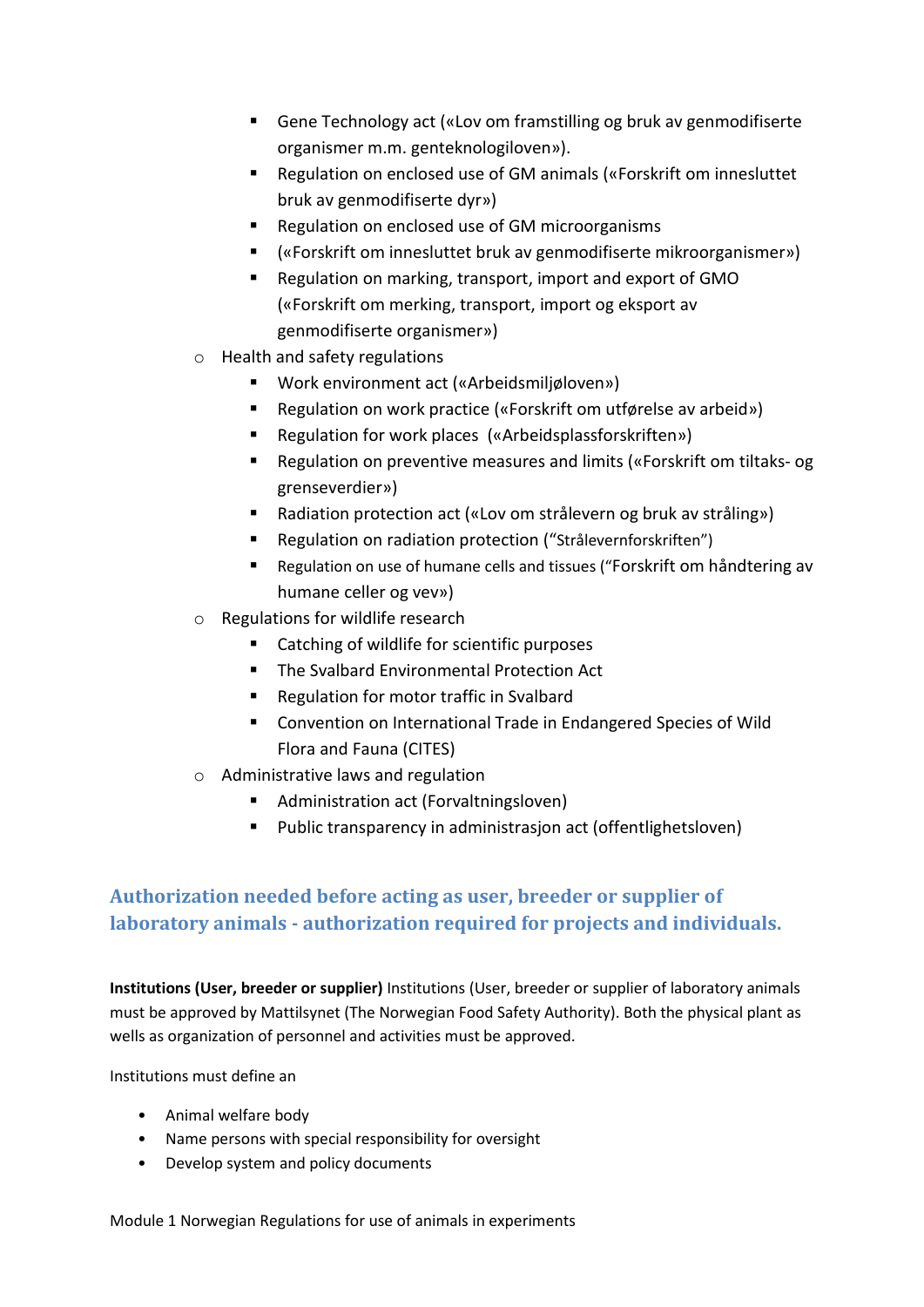- Gene Technology act («Lov om framstilling og bruk av genmodifiserte organismer m.m. genteknologiloven»).
        - Regulation on enclosed use of GM animals («Forskrift om innesluttet bruk av genmodifiserte dyr»)
        - Regulation on enclosed use of GM microorganisms
        - («Forskrift om innesluttet bruk av genmodifiserte mikroorganismer»)
        - Regulation on marking, transport, import and export of GMO («Forskrift om merking, transport, import og eksport av genmodifiserte organismer»)
    - Health and safety regulations
        - Work environment act («Arbeidsmiljøloven»)
        - Regulation on work practice («Forskrift om utførelse av arbeid»)
        - Regulation for work places («Arbeidsplassforskriften»)
        - Regulation on preventive measures and limits («Forskrift om tiltaks- og grenseverdier»)
        - Radiation protection act («Lov om strålevern og bruk av stråling»)
        - Regulation on radiation protection ("Strålevernforskriften")
        - Regulation on use of humane cells and tissues ("Forskrift om håndtering av humane celler og vev»)
    - Regulations for wildlife research
        - Catching of wildlife for scientific purposes
        - The Svalbard Environmental Protection Act
        - Regulation for motor traffic in Svalbard
        - Convention on International Trade in Endangered Species of Wild Flora and Fauna (CITES)
    - Administrative laws and regulation
        - Administration act (Forvaltningsloven)
        - Public transparency in administrasjon act (offentlighetsloven)

## Authorization needed before acting as user, breeder or supplier of laboratory animals - authorization required for projects and individuals.

**Institutions (User, breeder or supplier)** Institutions (User, breeder or supplier of laboratory animals must be approved by Mattilsynet (The Norwegian Food Safety Authority). Both the physical plant as wells as organization of personnel and activities must be approved.

Institutions must define an

- Animal welfare body
- Name persons with special responsibility for oversight
- Develop system and policy documents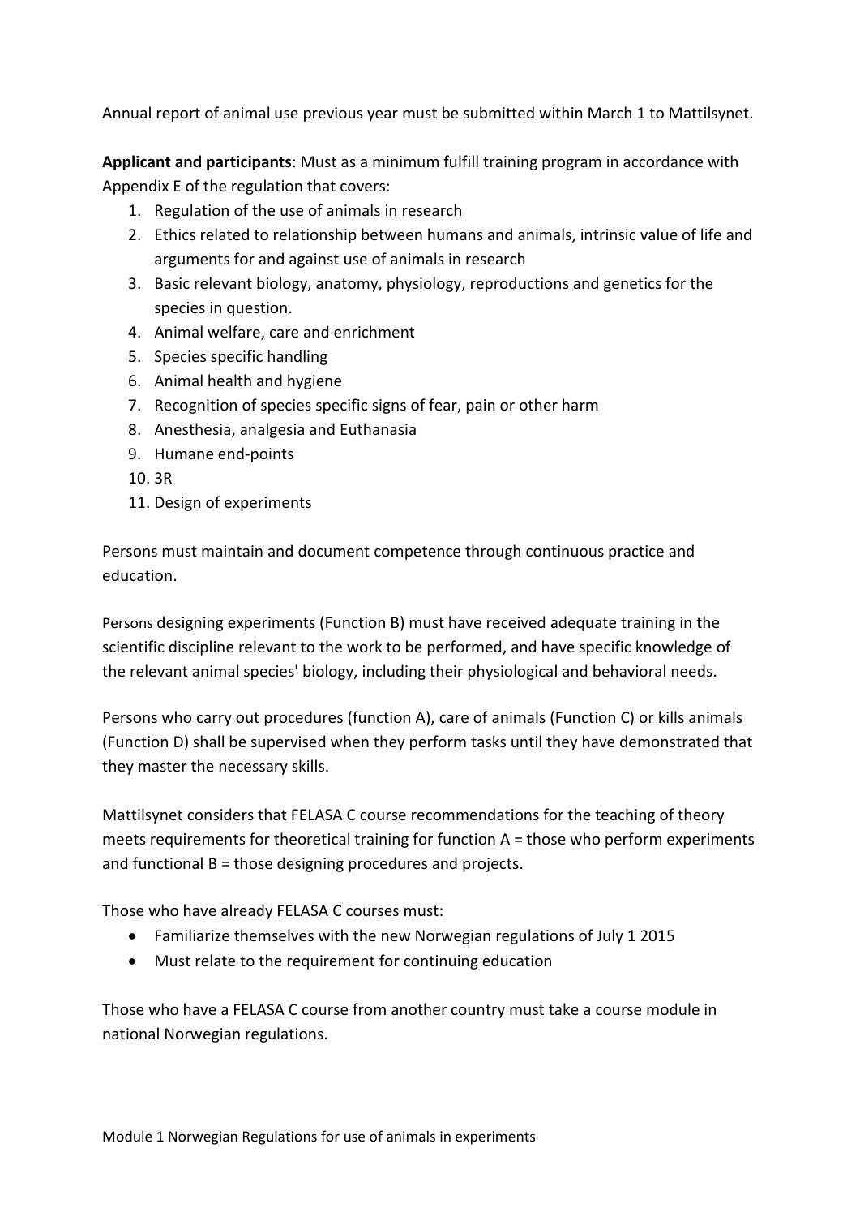Annual report of animal use previous year must be submitted within March 1 to Mattilsynet.

**Applicant and participants**: Must as a minimum fulfill training program in accordance with Appendix E of the regulation that covers:

1. Regulation of the use of animals in research
2. Ethics related to relationship between humans and animals, intrinsic value of life and arguments for and against use of animals in research
3. Basic relevant biology, anatomy, physiology, reproductions and genetics for the species in question.
4. Animal welfare, care and enrichment
5. Species specific handling
6. Animal health and hygiene
7. Recognition of species specific signs of fear, pain or other harm
8. Anesthesia, analgesia and Euthanasia
9. Humane end-points
10. 3R
11. Design of experiments

Persons must maintain and document competence through continuous practice and education.

Persons designing experiments (Function B) must have received adequate training in the scientific discipline relevant to the work to be performed, and have specific knowledge of the relevant animal species' biology, including their physiological and behavioral needs.

Persons who carry out procedures (function A), care of animals (Function C) or kills animals (Function D) shall be supervised when they perform tasks until they have demonstrated that they master the necessary skills.

Mattilsynet considers that FELASA C course recommendations for the teaching of theory meets requirements for theoretical training for function A = those who perform experiments and functional B = those designing procedures and projects.

Those who have already FELASA C courses must:

- Familiarize themselves with the new Norwegian regulations of July 1 2015
- Must relate to the requirement for continuing education

Those who have a FELASA C course from another country must take a course module in national Norwegian regulations.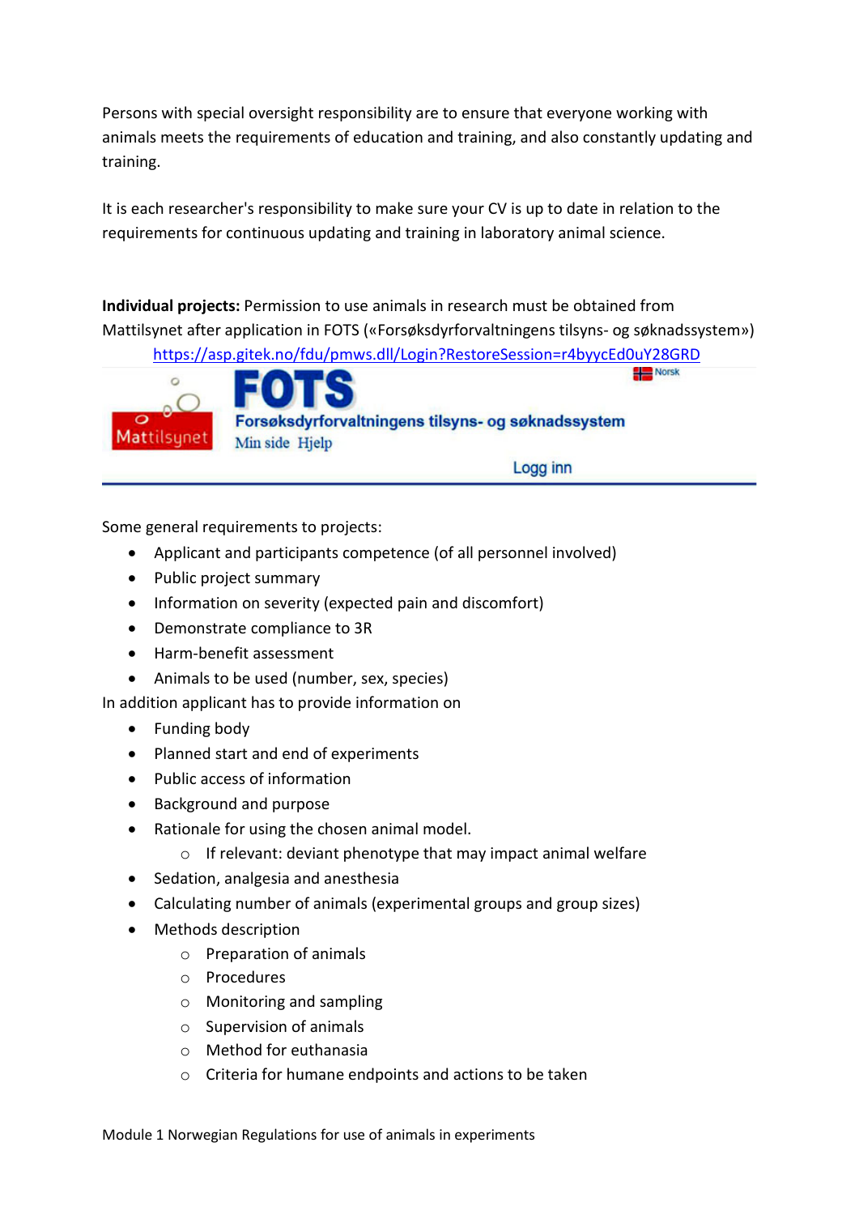Persons with special oversight responsibility are to ensure that everyone working with animals meets the requirements of education and training, and also constantly updating and training.

It is each researcher's responsibility to make sure your CV is up to date in relation to the requirements for continuous updating and training in laboratory animal science.

**Individual projects:** Permission to use animals in research must be obtained from Mattilsynet after application in FOTS («Forsøksdyrforvaltningens tilsyns- og søknadssystem»)
https://asp.gitek.no/fdu/pmws.dll/Login?RestoreSession=r4byycEd0uY28GRD

Mattilsynet

FOTS
Forsøksdyrforvaltningens tilsyns- og søknadssystem
Min side Hjelp
Norsk
Logg inn

Some general requirements to projects:

- Applicant and participants competence (of all personnel involved)
- Public project summary
- Information on severity (expected pain and discomfort)
- Demonstrate compliance to 3R
- Harm-benefit assessment
- Animals to be used (number, sex, species)

In addition applicant has to provide information on

- Funding body
- Planned start and end of experiments
- Public access of information
- Background and purpose
- Rationale for using the chosen animal model.
  - If relevant: deviant phenotype that may impact animal welfare
- Sedation, analgesia and anesthesia
- Calculating number of animals (experimental groups and group sizes)
- Methods description
  - Preparation of animals
  - Procedures
  - Monitoring and sampling
  - Supervision of animals
  - Method for euthanasia
  - Criteria for humane endpoints and actions to be taken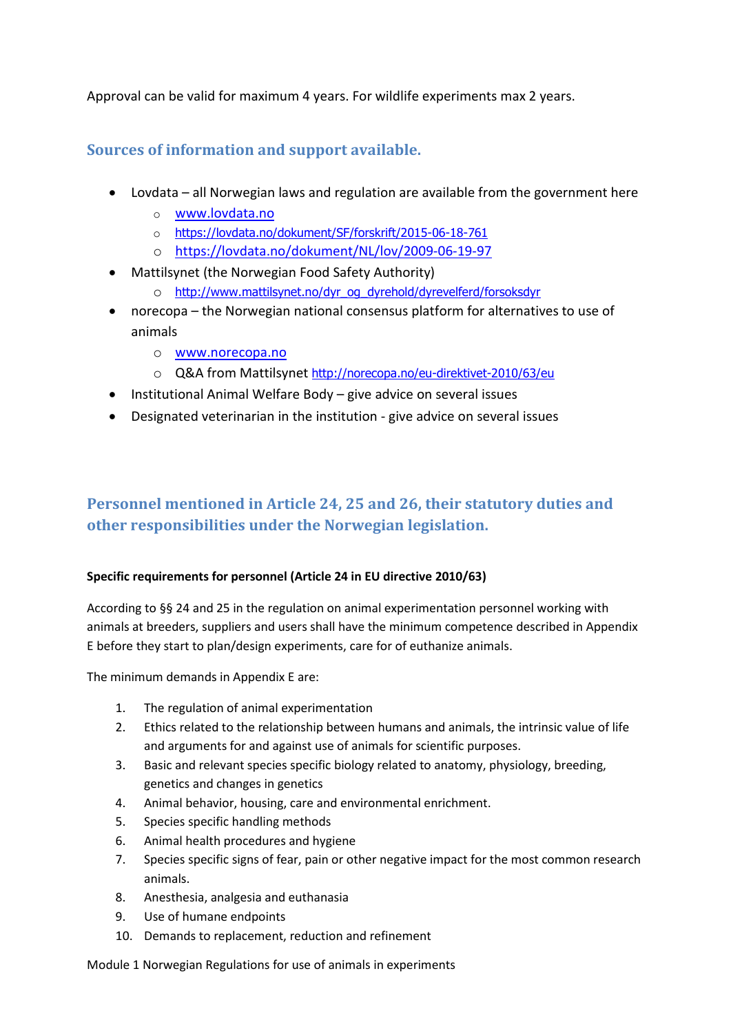Approval can be valid for maximum 4 years. For wildlife experiments max 2 years.

## Sources of information and support available.

- Lovdata – all Norwegian laws and regulation are available from the government here
  - www.lovdata.no
  - https://lovdata.no/dokument/SF/forskrift/2015-06-18-761
  - https://lovdata.no/dokument/NL/lov/2009-06-19-97
- Mattilsynet (the Norwegian Food Safety Authority)
  - http://www.mattilsynet.no/dyr_og_dyrehold/dyrevelferd/forsoksdyr
- norecopa – the Norwegian national consensus platform for alternatives to use of animals
  - www.norecopa.no
  - Q&A from Mattilsynet http://norecopa.no/eu-direktivet-2010/63/eu
- Institutional Animal Welfare Body – give advice on several issues
- Designated veterinarian in the institution - give advice on several issues

## Personnel mentioned in Article 24, 25 and 26, their statutory duties and other responsibilities under the Norwegian legislation.

**Specific requirements for personnel (Article 24 in EU directive 2010/63)**

According to §§ 24 and 25 in the regulation on animal experimentation personnel working with animals at breeders, suppliers and users shall have the minimum competence described in Appendix E before they start to plan/design experiments, care for of euthanize animals.

The minimum demands in Appendix E are:

1. The regulation of animal experimentation
2. Ethics related to the relationship between humans and animals, the intrinsic value of life and arguments for and against use of animals for scientific purposes.
3. Basic and relevant species specific biology related to anatomy, physiology, breeding, genetics and changes in genetics
4. Animal behavior, housing, care and environmental enrichment.
5. Species specific handling methods
6. Animal health procedures and hygiene
7. Species specific signs of fear, pain or other negative impact for the most common research animals.
8. Anesthesia, analgesia and euthanasia
9. Use of humane endpoints
10. Demands to replacement, reduction and refinement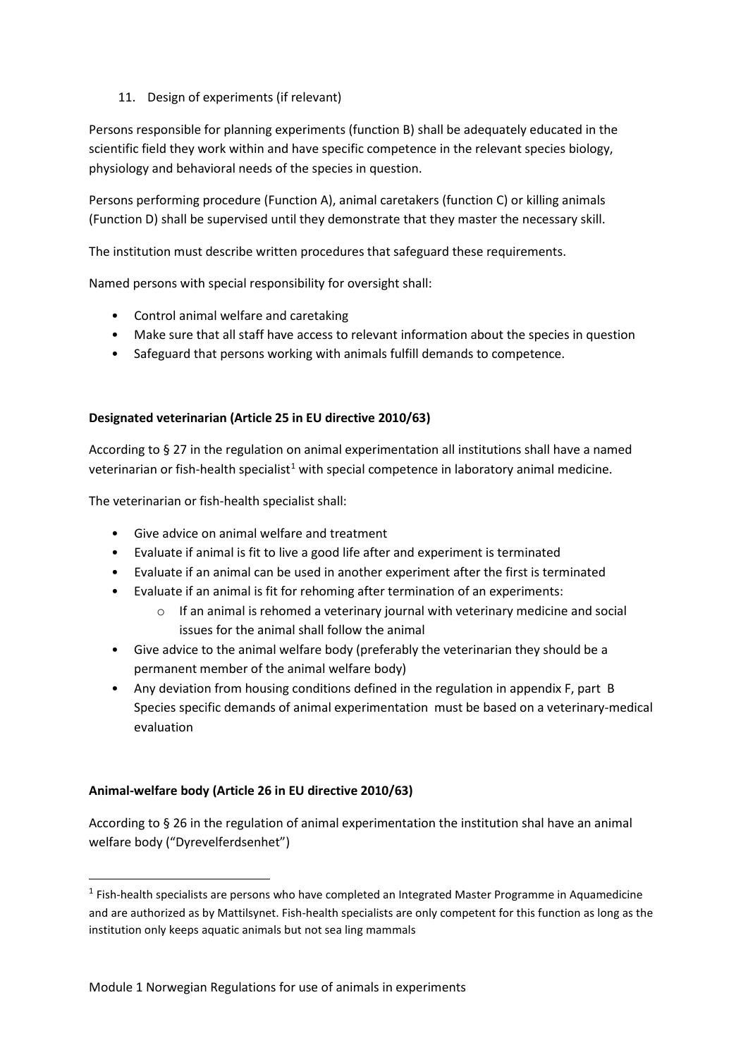11. Design of experiments (if relevant)

Persons responsible for planning experiments (function B) shall be adequately educated in the scientific field they work within and have specific competence in the relevant species biology, physiology and behavioral needs of the species in question.

Persons performing procedure (Function A), animal caretakers (function C) or killing animals (Function D) shall be supervised until they demonstrate that they master the necessary skill.

The institution must describe written procedures that safeguard these requirements.

Named persons with special responsibility for oversight shall:

- Control animal welfare and caretaking
- Make sure that all staff have access to relevant information about the species in question
- Safeguard that persons working with animals fulfill demands to competence.

**Designated veterinarian (Article 25 in EU directive 2010/63)**

According to § 27 in the regulation on animal experimentation all institutions shall have a named veterinarian or fish-health specialist[1] with special competence in laboratory animal medicine.

The veterinarian or fish-health specialist shall:

- Give advice on animal welfare and treatment
- Evaluate if animal is fit to live a good life after and experiment is terminated
- Evaluate if an animal can be used in another experiment after the first is terminated
- Evaluate if an animal is fit for rehoming after termination of an experiments:
  - If an animal is rehomed a veterinary journal with veterinary medicine and social issues for the animal shall follow the animal
- Give advice to the animal welfare body (preferably the veterinarian they should be a permanent member of the animal welfare body)
- Any deviation from housing conditions defined in the regulation in appendix F, part B Species specific demands of animal experimentation must be based on a veterinary-medical evaluation

**Animal-welfare body (Article 26 in EU directive 2010/63)**

According to § 26 in the regulation of animal experimentation the institution shal have an animal welfare body ("Dyrevelferdsenhet")

[1] Fish-health specialists are persons who have completed an Integrated Master Programme in Aquamedicine and are authorized as by Mattilsynet. Fish-health specialists are only competent for this function as long as the institution only keeps aquatic animals but not sea ling mammals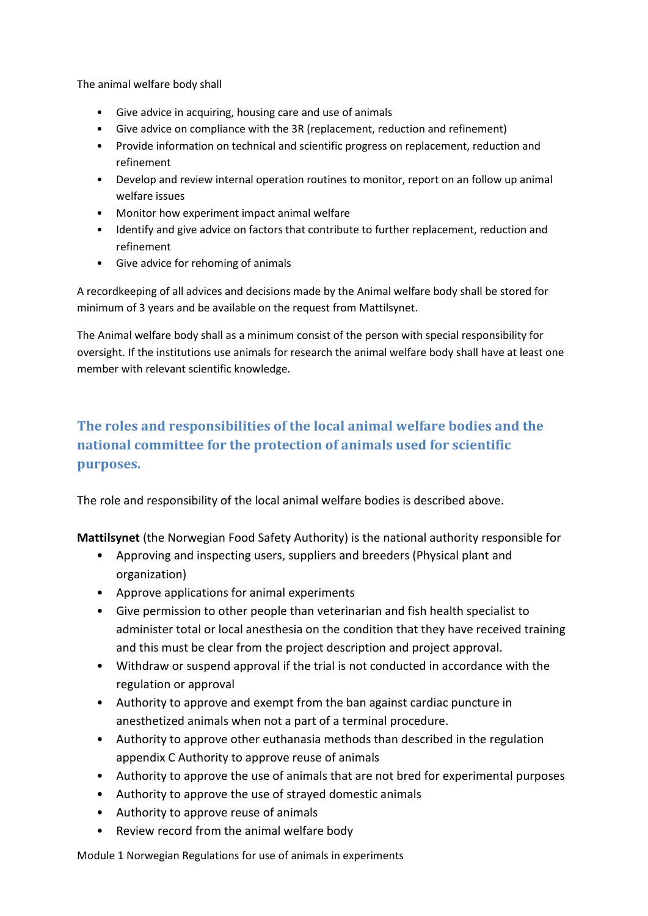The animal welfare body shall

- Give advice in acquiring, housing care and use of animals
- Give advice on compliance with the 3R (replacement, reduction and refinement)
- Provide information on technical and scientific progress on replacement, reduction and refinement
- Develop and review internal operation routines to monitor, report on an follow up animal welfare issues
- Monitor how experiment impact animal welfare
- Identify and give advice on factors that contribute to further replacement, reduction and refinement
- Give advice for rehoming of animals

A recordkeeping of all advices and decisions made by the Animal welfare body shall be stored for minimum of 3 years and be available on the request from Mattilsynet.

The Animal welfare body shall as a minimum consist of the person with special responsibility for oversight. If the institutions use animals for research the animal welfare body shall have at least one member with relevant scientific knowledge.

## The roles and responsibilities of the local animal welfare bodies and the national committee for the protection of animals used for scientific purposes.

The role and responsibility of the local animal welfare bodies is described above.

**Mattilsynet** (the Norwegian Food Safety Authority) is the national authority responsible for

- Approving and inspecting users, suppliers and breeders (Physical plant and organization)
- Approve applications for animal experiments
- Give permission to other people than veterinarian and fish health specialist to administer total or local anesthesia on the condition that they have received training and this must be clear from the project description and project approval.
- Withdraw or suspend approval if the trial is not conducted in accordance with the regulation or approval
- Authority to approve and exempt from the ban against cardiac puncture in anesthetized animals when not a part of a terminal procedure.
- Authority to approve other euthanasia methods than described in the regulation appendix C Authority to approve reuse of animals
- Authority to approve the use of animals that are not bred for experimental purposes
- Authority to approve the use of strayed domestic animals
- Authority to approve reuse of animals
- Review record from the animal welfare body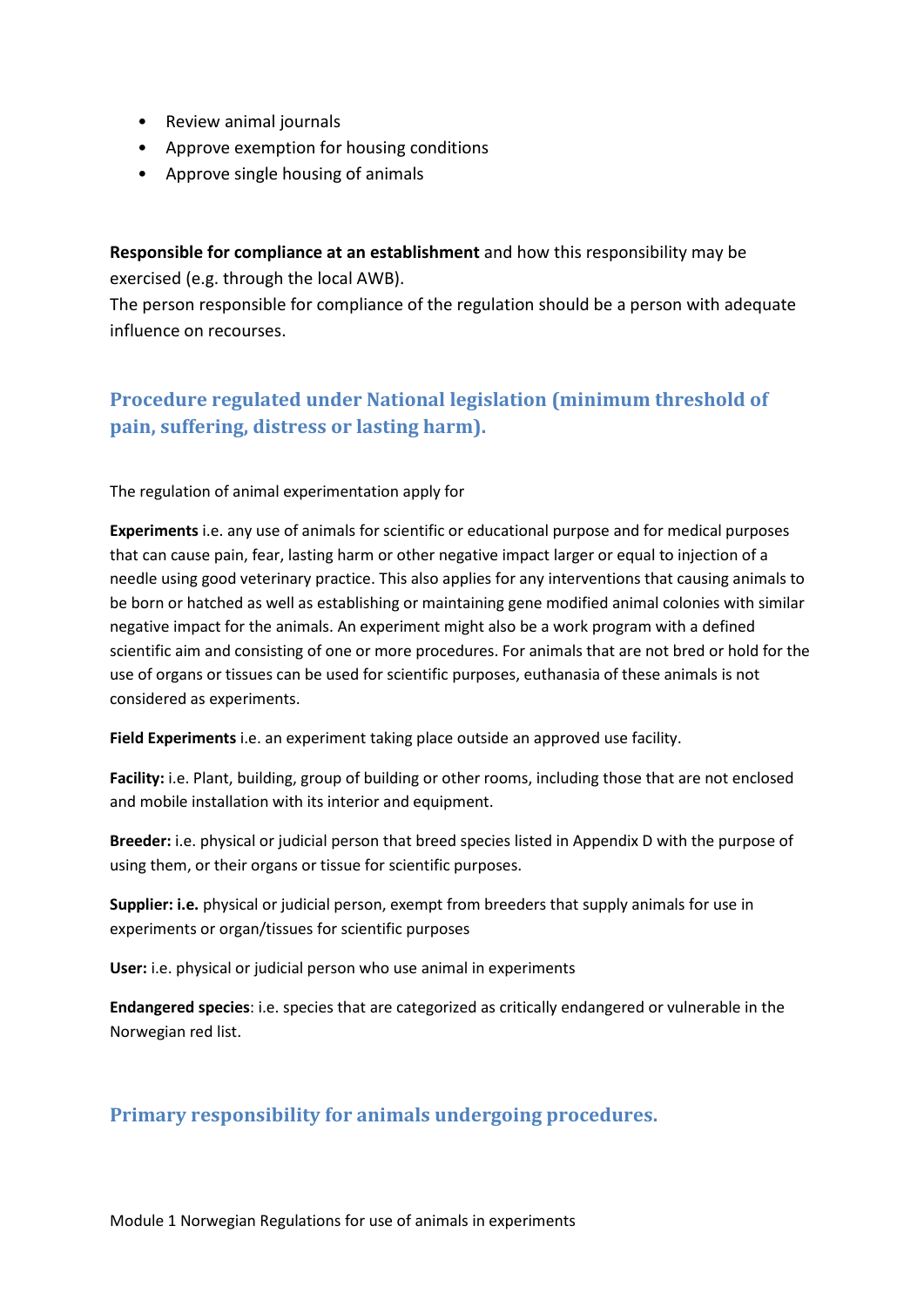- Review animal journals
- Approve exemption for housing conditions
- Approve single housing of animals

**Responsible for compliance at an establishment** and how this responsibility may be exercised (e.g. through the local AWB).
The person responsible for compliance of the regulation should be a person with adequate influence on recourses.

## Procedure regulated under National legislation (minimum threshold of pain, suffering, distress or lasting harm).

The regulation of animal experimentation apply for

**Experiments** i.e. any use of animals for scientific or educational purpose and for medical purposes that can cause pain, fear, lasting harm or other negative impact larger or equal to injection of a needle using good veterinary practice. This also applies for any interventions that causing animals to be born or hatched as well as establishing or maintaining gene modified animal colonies with similar negative impact for the animals. An experiment might also be a work program with a defined scientific aim and consisting of one or more procedures. For animals that are not bred or hold for the use of organs or tissues can be used for scientific purposes, euthanasia of these animals is not considered as experiments.

**Field Experiments** i.e. an experiment taking place outside an approved use facility.

**Facility:** i.e. Plant, building, group of building or other rooms, including those that are not enclosed and mobile installation with its interior and equipment.

**Breeder:** i.e. physical or judicial person that breed species listed in Appendix D with the purpose of using them, or their organs or tissue for scientific purposes.

**Supplier: i.e.** physical or judicial person, exempt from breeders that supply animals for use in experiments or organ/tissues for scientific purposes

**User:** i.e. physical or judicial person who use animal in experiments

**Endangered species**: i.e. species that are categorized as critically endangered or vulnerable in the Norwegian red list.

## Primary responsibility for animals undergoing procedures.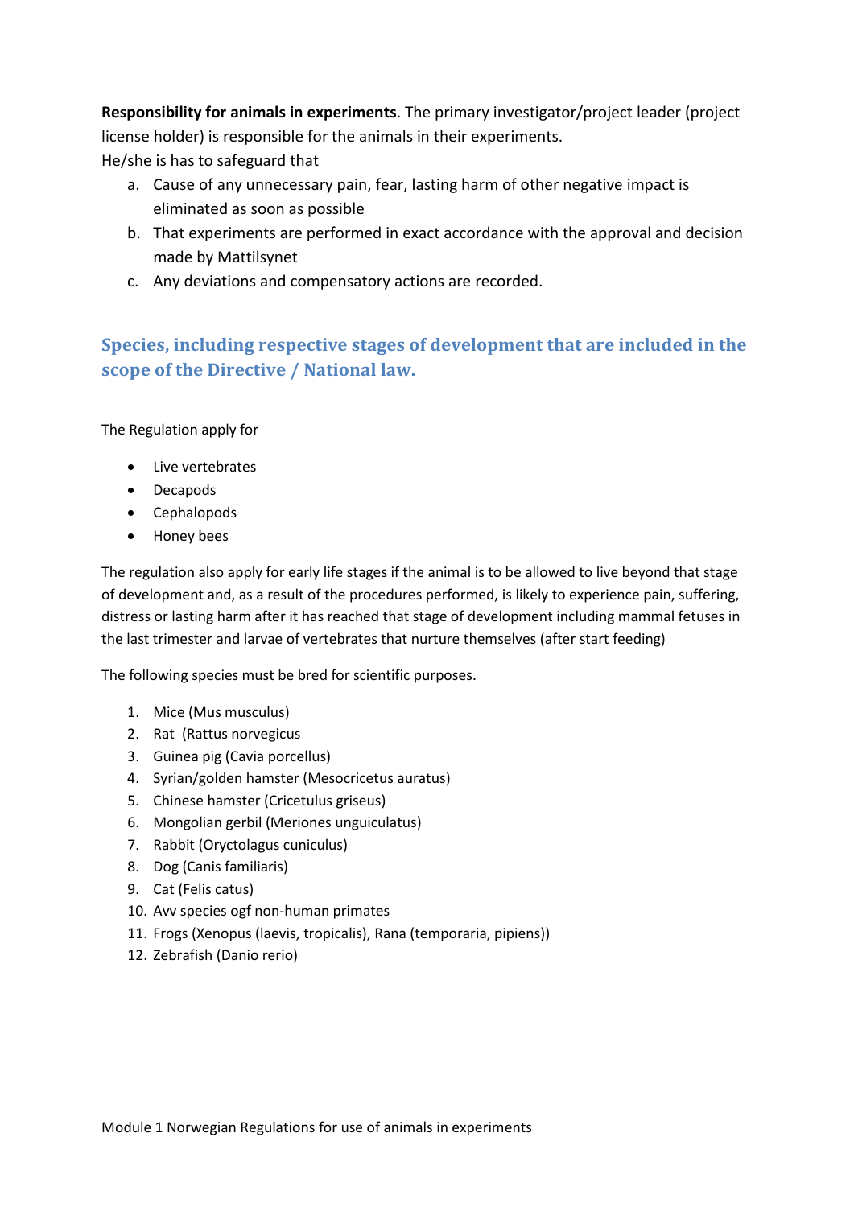**Responsibility for animals in experiments**. The primary investigator/project leader (project license holder) is responsible for the animals in their experiments.
He/she is has to safeguard that

a. Cause of any unnecessary pain, fear, lasting harm of other negative impact is eliminated as soon as possible
b. That experiments are performed in exact accordance with the approval and decision made by Mattilsynet
c. Any deviations and compensatory actions are recorded.

## Species, including respective stages of development that are included in the scope of the Directive / National law.

The Regulation apply for

- Live vertebrates
- Decapods
- Cephalopods
- Honey bees

The regulation also apply for early life stages if the animal is to be allowed to live beyond that stage of development and, as a result of the procedures performed, is likely to experience pain, suffering, distress or lasting harm after it has reached that stage of development including mammal fetuses in the last trimester and larvae of vertebrates that nurture themselves (after start feeding)

The following species must be bred for scientific purposes.

1. Mice (Mus musculus)
2. Rat (Rattus norvegicus
3. Guinea pig (Cavia porcellus)
4. Syrian/golden hamster (Mesocricetus auratus)
5. Chinese hamster (Cricetulus griseus)
6. Mongolian gerbil (Meriones unguiculatus)
7. Rabbit (Oryctolagus cuniculus)
8. Dog (Canis familiaris)
9. Cat (Felis catus)
10. Avv species ogf non-human primates
11. Frogs (Xenopus (laevis, tropicalis), Rana (temporaria, pipiens))
12. Zebrafish (Danio rerio)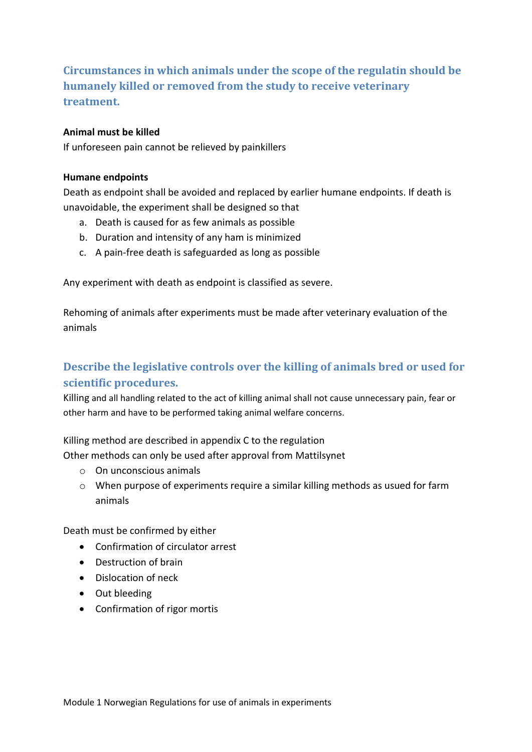## Circumstances in which animals under the scope of the regulatin should be humanely killed or removed from the study to receive veterinary treatment.

**Animal must be killed**

If unforeseen pain cannot be relieved by painkillers

**Humane endpoints**

Death as endpoint shall be avoided and replaced by earlier humane endpoints. If death is unavoidable, the experiment shall be designed so that

a. Death is caused for as few animals as possible
b. Duration and intensity of any ham is minimized
c. A pain-free death is safeguarded as long as possible

Any experiment with death as endpoint is classified as severe.

Rehoming of animals after experiments must be made after veterinary evaluation of the animals

## Describe the legislative controls over the killing of animals bred or used for scientific procedures.

Killing and all handling related to the act of killing animal shall not cause unnecessary pain, fear or other harm and have to be performed taking animal welfare concerns.

Killing method are described in appendix C to the regulation
Other methods can only be used after approval from Mattilsynet

- On unconscious animals
- When purpose of experiments require a similar killing methods as usued for farm animals

Death must be confirmed by either

- Confirmation of circulator arrest
- Destruction of brain
- Dislocation of neck
- Out bleeding
- Confirmation of rigor mortis